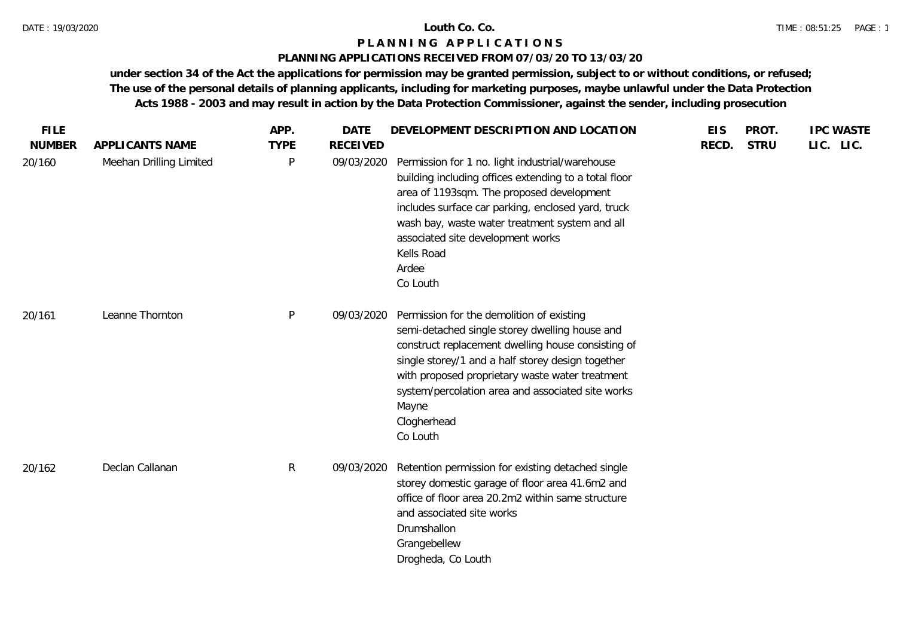# Louth Co. Co.

## P L A N N I N G   A P P L I C A T I O N S

### PLANNING APPLICATIONS RECEIVED FROM 07/03/20 TO 13/03/20

**under section 34 of the Act the applications for permission may be granted permission, subject to or without conditions, or refused; The use of the personal details of planning applicants, including for marketing purposes, maybe unlawful under the Data Protection Acts 1988 - 2003 and may result in action by the Data Protection Commissioner, against the sender, including prosecution**

| FILE NUMBER | APPLICANTS NAME | APP. TYPE | DATE RECEIVED | DEVELOPMENT DESCRIPTION AND LOCATION | EIS RECD. | PROT. STRU | IPC LIC. | WASTE LIC. |
|---|---|---|---|---|---|---|---|---|
| 20/160 | Meehan Drilling Limited | P | 09/03/2020 | Permission for 1 no. light industrial/warehouse building including offices extending to a total floor area of 1193sqm. The proposed development includes surface car parking, enclosed yard, truck wash bay, waste water treatment system and all associated site development works<br>Kells Road<br>Ardee<br>Co Louth | | | | |
| 20/161 | Leanne Thornton | P | 09/03/2020 | Permission for the demolition of existing semi-detached single storey dwelling house and construct replacement dwelling house consisting of single storey/1 and a half storey design together with proposed proprietary waste water treatment system/percolation area and associated site works<br>Mayne<br>Clogherhead<br>Co Louth | | | | |
| 20/162 | Declan Callanan | R | 09/03/2020 | Retention permission for existing detached single storey domestic garage of floor area 41.6m2 and office of floor area 20.2m2 within same structure and associated site works<br>Drumshallon<br>Grangebellew<br>Drogheda, Co Louth | | | | |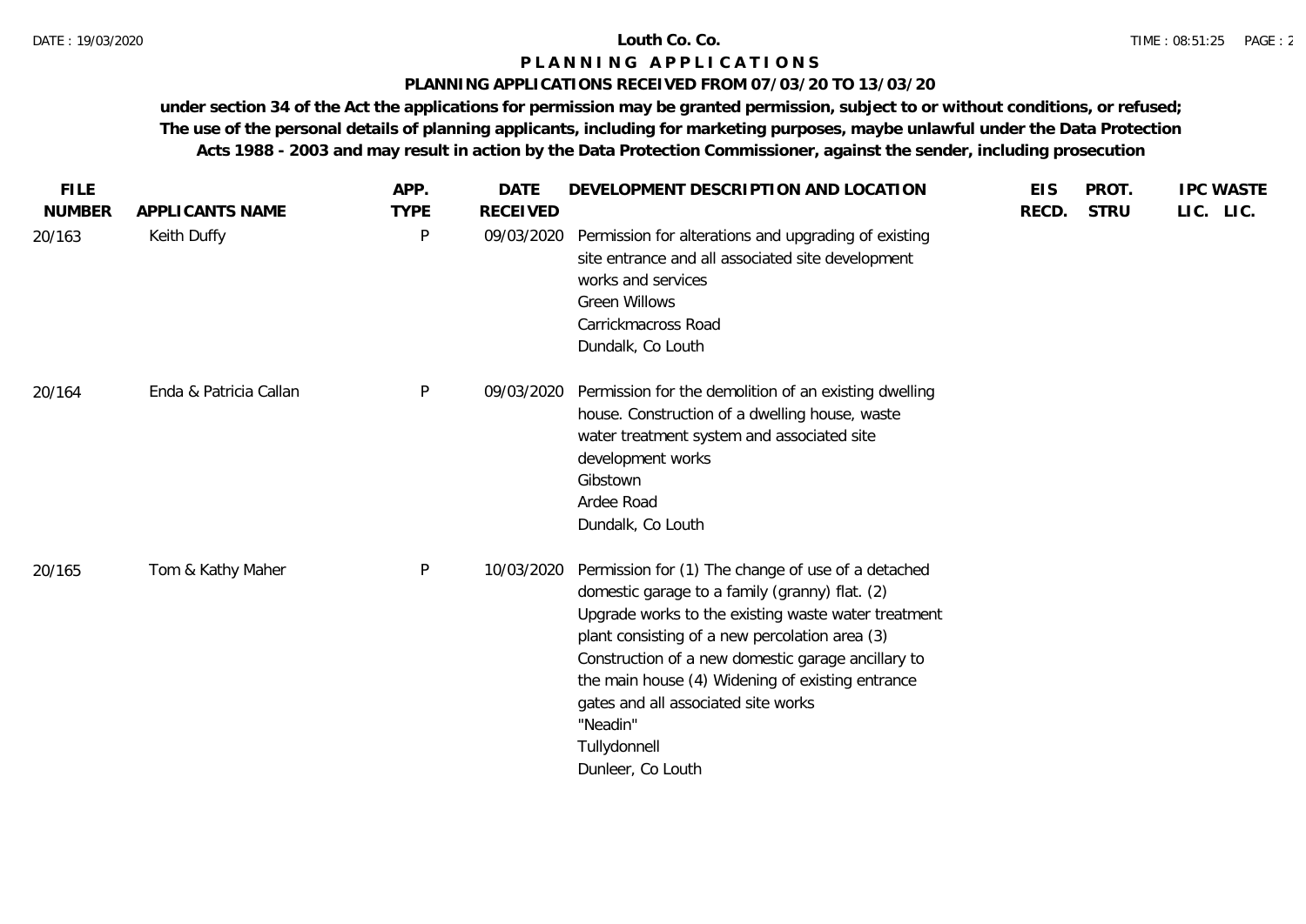**Louth Co. Co.**

# P L A N N I N G   A P P L I C A T I O N S

## PLANNING APPLICATIONS RECEIVED FROM 07/03/20 TO 13/03/20

**under section 34 of the Act the applications for permission may be granted permission, subject to or without conditions, or refused; The use of the personal details of planning applicants, including for marketing purposes, maybe unlawful under the Data Protection Acts 1988 - 2003 and may result in action by the Data Protection Commissioner, against the sender, including prosecution**

| FILE NUMBER | APPLICANTS NAME | APP. TYPE | DATE RECEIVED | DEVELOPMENT DESCRIPTION AND LOCATION | EIS RECD. | PROT. STRU | IPC LIC. | WASTE LIC. |
|---|---|---|---|---|---|---|---|---|
| 20/163 | Keith Duffy | P | 09/03/2020 | Permission for alterations and upgrading of existing site entrance and all associated site development works and services<br>Green Willows<br>Carrickmacross Road<br>Dundalk, Co Louth | | | | |
| 20/164 | Enda & Patricia Callan | P | 09/03/2020 | Permission for the demolition of an existing dwelling house. Construction of a dwelling house, waste water treatment system and associated site development works<br>Gibstown<br>Ardee Road<br>Dundalk, Co Louth | | | | |
| 20/165 | Tom & Kathy Maher | P | 10/03/2020 | Permission for (1) The change of use of a detached domestic garage to a family (granny) flat. (2) Upgrade works to the existing waste water treatment plant consisting of a new percolation area (3) Construction of a new domestic garage ancillary to the main house (4) Widening of existing entrance gates and all associated site works<br>"Neadin"<br>Tullydonnell<br>Dunleer, Co Louth | | | | |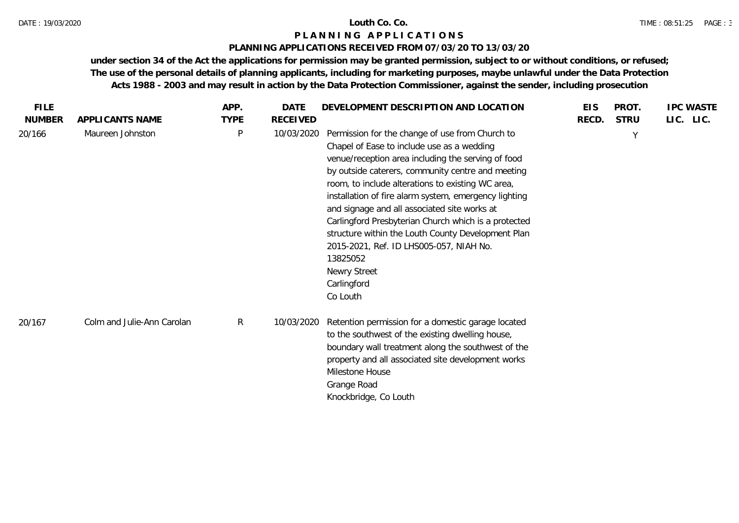**Louth Co. Co.**

# P L A N N I N G   A P P L I C A T I O N S

## PLANNING APPLICATIONS RECEIVED FROM 07/03/20 TO 13/03/20

**under section 34 of the Act the applications for permission may be granted permission, subject to or without conditions, or refused; The use of the personal details of planning applicants, including for marketing purposes, maybe unlawful under the Data Protection Acts 1988 - 2003 and may result in action by the Data Protection Commissioner, against the sender, including prosecution**

| FILE NUMBER | APPLICANTS NAME | APP. TYPE | DATE RECEIVED | DEVELOPMENT DESCRIPTION AND LOCATION | EIS RECD. | PROT. STRU | IPC LIC. | WASTE LIC. |
|---|---|---|---|---|---|---|---|---|
| 20/166 | Maureen Johnston | P | 10/03/2020 | Permission for the change of use from Church to Chapel of Ease to include use as a wedding venue/reception area including the serving of food by outside caterers, community centre and meeting room, to include alterations to existing WC area, installation of fire alarm system, emergency lighting and signage and all associated site works at Carlingford Presbyterian Church which is a protected structure within the Louth County Development Plan 2015-2021, Ref. ID LHS005-057, NIAH No. 13825052<br>Newry Street<br>Carlingford<br>Co Louth | | Y | | |
| 20/167 | Colm and Julie-Ann Carolan | R | 10/03/2020 | Retention permission for a domestic garage located to the southwest of the existing dwelling house, boundary wall treatment along the southwest of the property and all associated site development works<br>Milestone House<br>Grange Road<br>Knockbridge, Co Louth | | | | |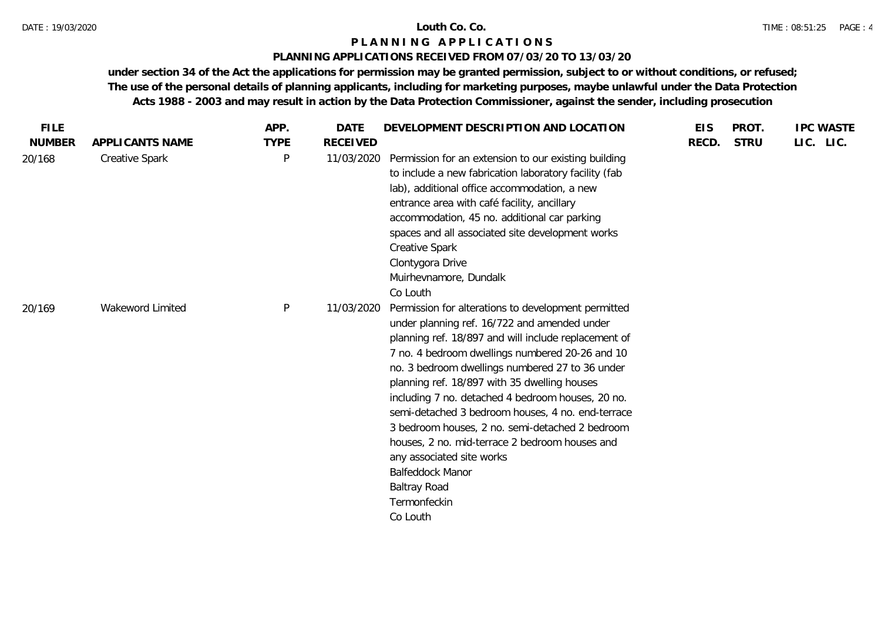# Louth Co. Co.

## PLANNING APPLICATIONS

### PLANNING APPLICATIONS RECEIVED FROM 07/03/20 TO 13/03/20

**under section 34 of the Act the applications for permission may be granted permission, subject to or without conditions, or refused; The use of the personal details of planning applicants, including for marketing purposes, maybe unlawful under the Data Protection Acts 1988 - 2003 and may result in action by the Data Protection Commissioner, against the sender, including prosecution**

| FILE NUMBER | APPLICANTS NAME | APP. TYPE | DATE RECEIVED | DEVELOPMENT DESCRIPTION AND LOCATION | EIS RECD. | PROT. STRU | IPC LIC. | WASTE LIC. |
|---|---|---|---|---|---|---|---|---|
| 20/168 | Creative Spark | P | 11/03/2020 | Permission for an extension to our existing building to include a new fabrication laboratory facility (fab lab), additional office accommodation, a new entrance area with café facility, ancillary accommodation, 45 no. additional car parking spaces and all associated site development works<br>Creative Spark<br>Clontygora Drive<br>Muirhevnamore, Dundalk<br>Co Louth | | | | |
| 20/169 | Wakeword Limited | P | 11/03/2020 | Permission for alterations to development permitted under planning ref. 16/722 and amended under planning ref. 18/897 and will include replacement of 7 no. 4 bedroom dwellings numbered 20-26 and 10 no. 3 bedroom dwellings numbered 27 to 36 under planning ref. 18/897 with 35 dwelling houses including 7 no. detached 4 bedroom houses, 20 no. semi-detached 3 bedroom houses, 4 no. end-terrace 3 bedroom houses, 2 no. semi-detached 2 bedroom houses, 2 no. mid-terrace 2 bedroom houses and any associated site works<br>Balfeddock Manor<br>Baltray Road<br>Termonfeckin<br>Co Louth | | | | |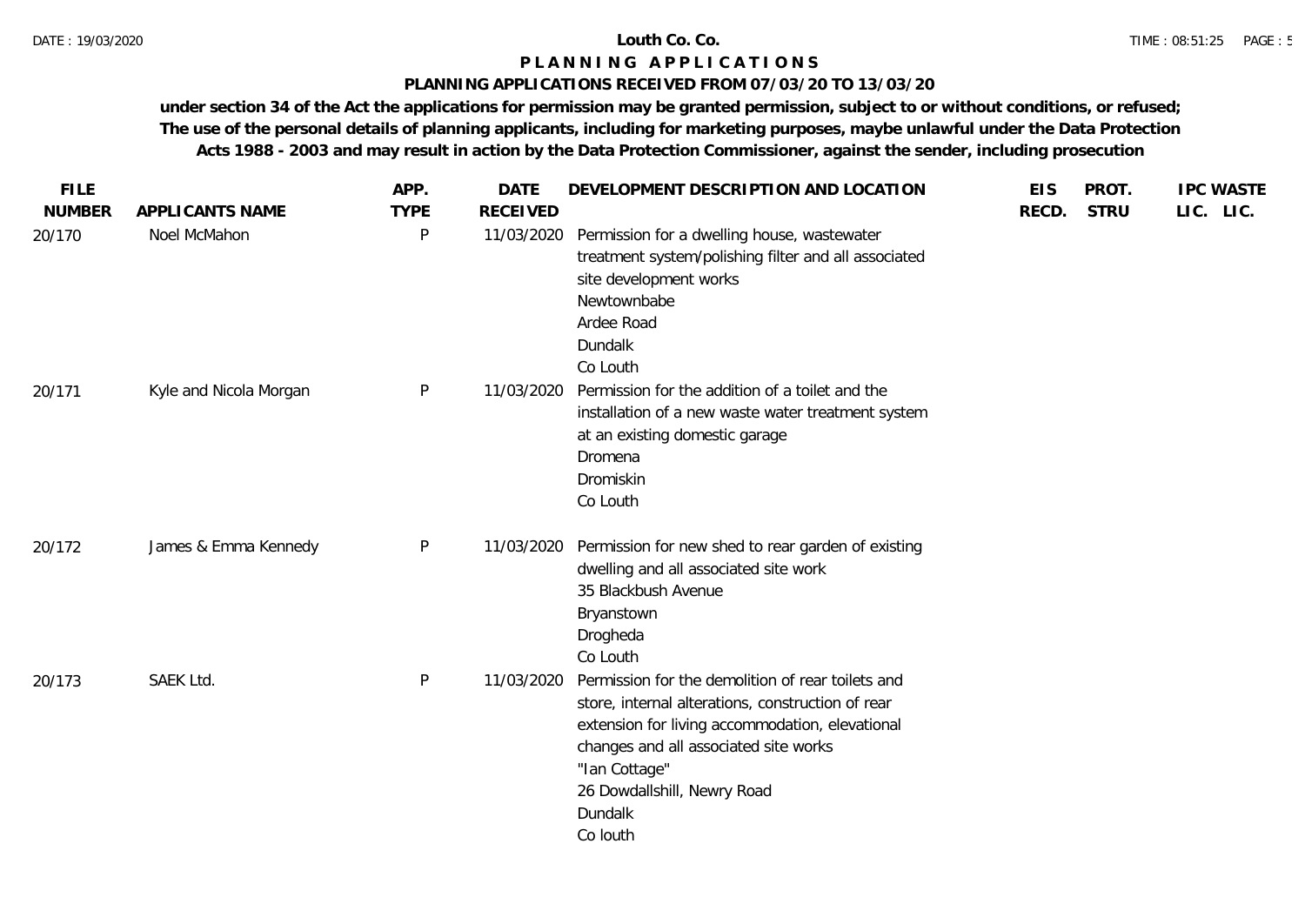# Louth Co. Co.

## P L A N N I N G   A P P L I C A T I O N S

### PLANNING APPLICATIONS RECEIVED FROM 07/03/20 TO 13/03/20

**under section 34 of the Act the applications for permission may be granted permission, subject to or without conditions, or refused; The use of the personal details of planning applicants, including for marketing purposes, maybe unlawful under the Data Protection Acts 1988 - 2003 and may result in action by the Data Protection Commissioner, against the sender, including prosecution**

| FILE NUMBER | APPLICANTS NAME | APP. TYPE | DATE RECEIVED | DEVELOPMENT DESCRIPTION AND LOCATION | EIS RECD. | PROT. STRU | IPC LIC. | WASTE LIC. |
|---|---|---|---|---|---|---|---|---|
| 20/170 | Noel McMahon | P | 11/03/2020 | Permission for a dwelling house, wastewater treatment system/polishing filter and all associated site development works<br>Newtownbabe<br>Ardee Road<br>Dundalk<br>Co Louth | | | | |
| 20/171 | Kyle and Nicola Morgan | P | 11/03/2020 | Permission for the addition of a toilet and the installation of a new waste water treatment system at an existing domestic garage<br>Dromena<br>Dromiskin<br>Co Louth | | | | |
| 20/172 | James & Emma Kennedy | P | 11/03/2020 | Permission for new shed to rear garden of existing dwelling and all associated site work<br>35 Blackbush Avenue<br>Bryanstown<br>Drogheda<br>Co Louth | | | | |
| 20/173 | SAEK Ltd. | P | 11/03/2020 | Permission for the demolition of rear toilets and store, internal alterations, construction of rear extension for living accommodation, elevational changes and all associated site works<br>"Ian Cottage"<br>26 Dowdallshill, Newry Road<br>Dundalk<br>Co louth | | | | |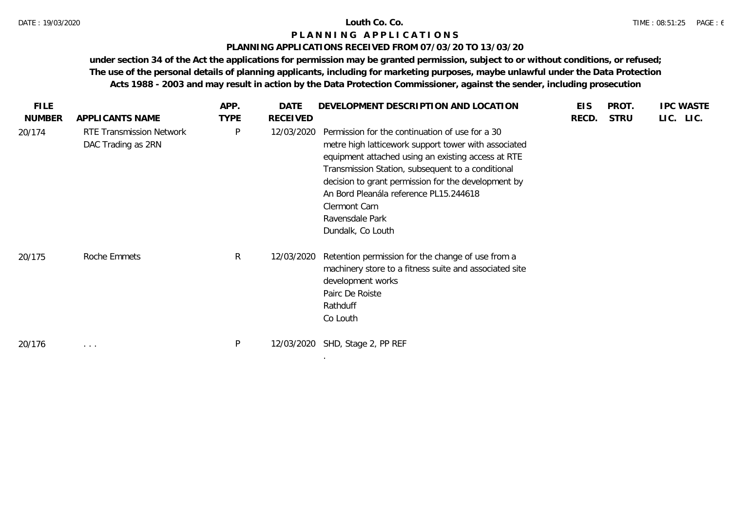# Louth Co. Co.

## P L A N N I N G A P P L I C A T I O N S

### PLANNING APPLICATIONS RECEIVED FROM 07/03/20 TO 13/03/20

**under section 34 of the Act the applications for permission may be granted permission, subject to or without conditions, or refused; The use of the personal details of planning applicants, including for marketing purposes, maybe unlawful under the Data Protection Acts 1988 - 2003 and may result in action by the Data Protection Commissioner, against the sender, including prosecution**

| FILE NUMBER | APPLICANTS NAME | APP. TYPE | DATE RECEIVED | DEVELOPMENT DESCRIPTION AND LOCATION | EIS RECD. | PROT. STRU | IPC LIC. | WASTE LIC. |
|---|---|---|---|---|---|---|---|---|
| 20/174 | RTE Transmission Network DAC Trading as 2RN | P | 12/03/2020 | Permission for the continuation of use for a 30 metre high latticework support tower with associated equipment attached using an existing access at RTE Transmission Station, subsequent to a conditional decision to grant permission for the development by An Bord Pleanála reference PL15.244618<br>Clermont Carn<br>Ravensdale Park<br>Dundalk, Co Louth | | | | |
| 20/175 | Roche Emmets | R | 12/03/2020 | Retention permission for the change of use from a machinery store to a fitness suite and associated site development works<br>Pairc De Roiste<br>Rathduff<br>Co Louth | | | | |
| 20/176 | . . . | P | 12/03/2020 | SHD, Stage 2, PP REF<br>. | | | | |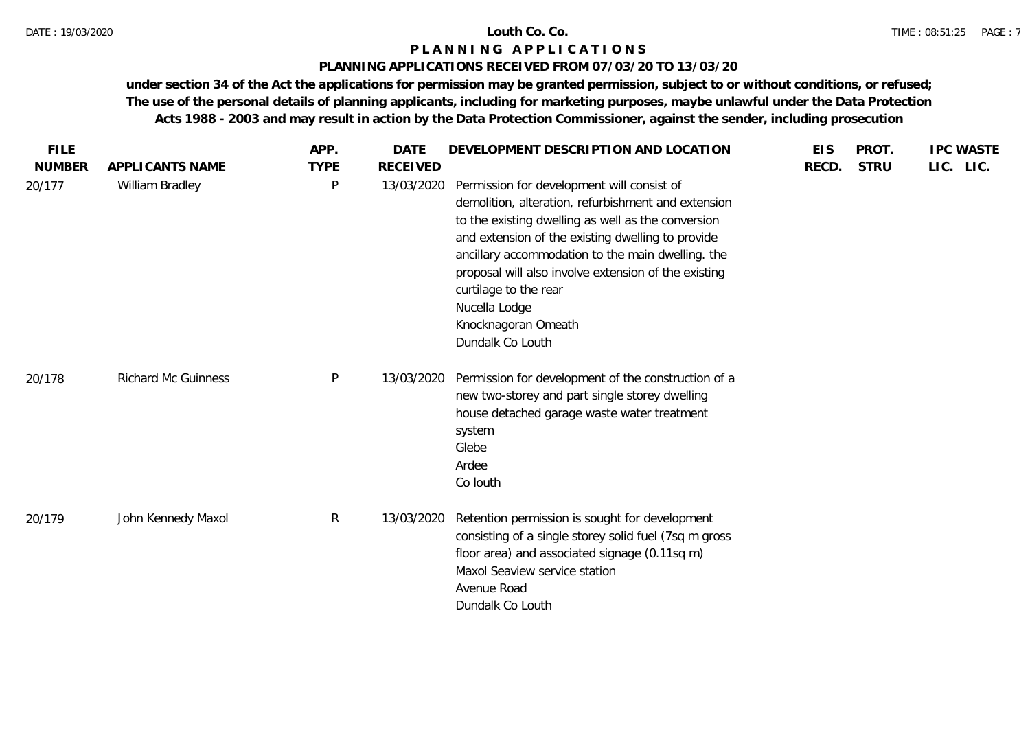**Louth Co. Co.**

# P L A N N I N G  A P P L I C A T I O N S

## PLANNING APPLICATIONS RECEIVED FROM 07/03/20 TO 13/03/20

**under section 34 of the Act the applications for permission may be granted permission, subject to or without conditions, or refused; The use of the personal details of planning applicants, including for marketing purposes, maybe unlawful under the Data Protection Acts 1988 - 2003 and may result in action by the Data Protection Commissioner, against the sender, including prosecution**

| FILE NUMBER | APPLICANTS NAME | APP. TYPE | DATE RECEIVED | DEVELOPMENT DESCRIPTION AND LOCATION | EIS RECD. | PROT. STRU | IPC LIC. | WASTE LIC. |
|---|---|---|---|---|---|---|---|---|
| 20/177 | William Bradley | P | 13/03/2020 | Permission for development will consist of demolition, alteration, refurbishment and extension to the existing dwelling as well as the conversion and extension of the existing dwelling to provide ancillary accommodation to the main dwelling. the proposal will also involve extension of the existing curtilage to the rear<br>Nucella Lodge<br>Knocknagoran Omeath<br>Dundalk Co Louth | | | | |
| 20/178 | Richard Mc Guinness | P | 13/03/2020 | Permission for development of the construction of a new two-storey and part single storey dwelling house detached garage waste water treatment system<br>Glebe<br>Ardee<br>Co louth | | | | |
| 20/179 | John Kennedy Maxol | R | 13/03/2020 | Retention permission is sought for development consisting of a single storey solid fuel (7sq m gross floor area) and associated signage (0.11sq m)<br>Maxol Seaview service station<br>Avenue Road<br>Dundalk Co Louth | | | | |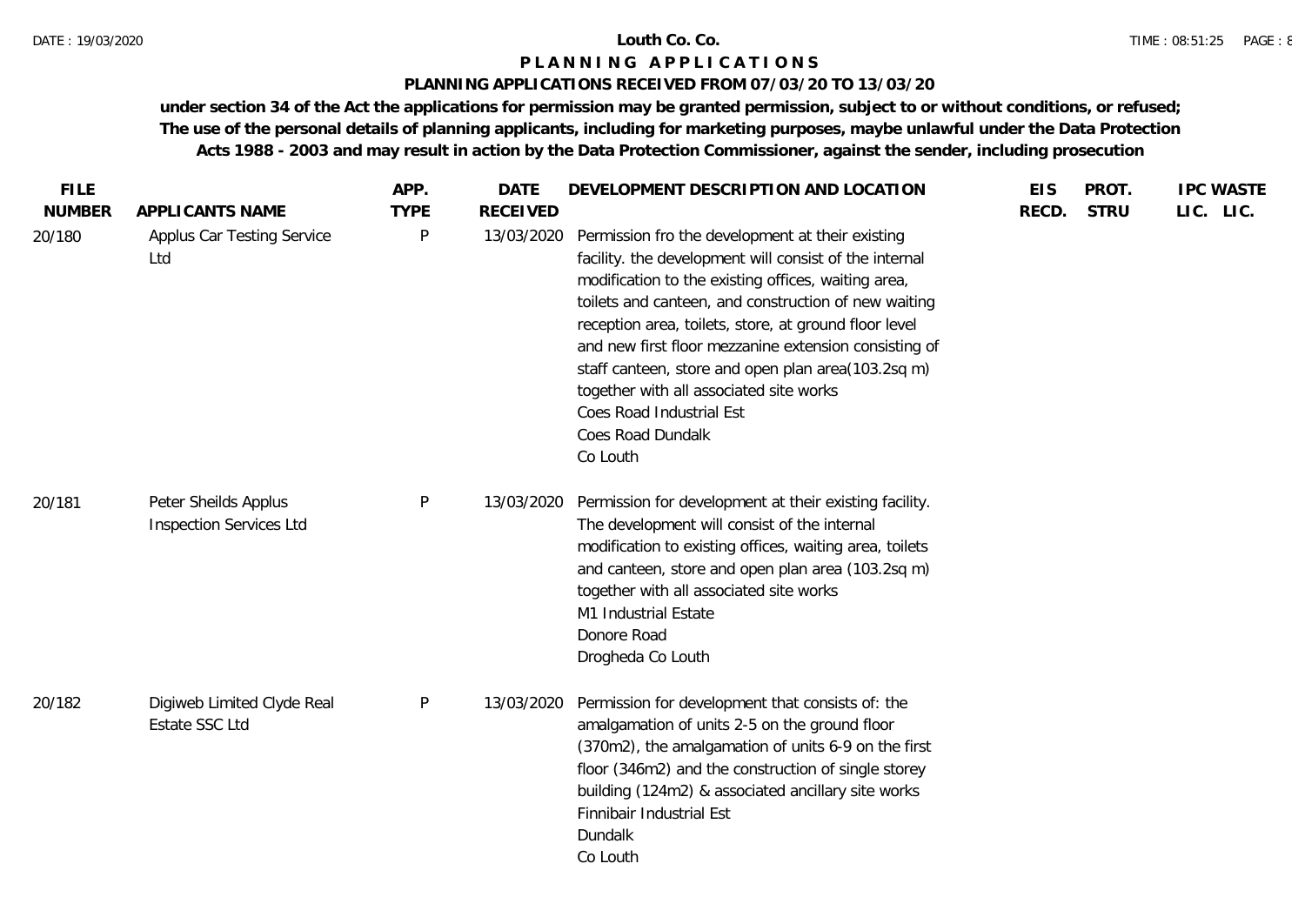**Louth Co. Co.**

**P L A N N I N G   A P P L I C A T I O N S**

**PLANNING APPLICATIONS RECEIVED FROM 07/03/20 TO 13/03/20**

**under section 34 of the Act the applications for permission may be granted permission, subject to or without conditions, or refused; The use of the personal details of planning applicants, including for marketing purposes, maybe unlawful under the Data Protection Acts 1988 - 2003 and may result in action by the Data Protection Commissioner, against the sender, including prosecution**

| FILE NUMBER | APPLICANTS NAME | APP. TYPE | DATE RECEIVED | DEVELOPMENT DESCRIPTION AND LOCATION | EIS RECD. | PROT. STRU | IPC LIC. | WASTE LIC. |
|---|---|---|---|---|---|---|---|---|
| 20/180 | Applus Car Testing Service Ltd | P | 13/03/2020 | Permission fro the development at their existing facility. the development will consist of the internal modification to the existing offices, waiting area, toilets and canteen, and construction of new waiting reception area, toilets, store, at ground floor level and new first floor mezzanine extension consisting of staff canteen, store and open plan area(103.2sq m) together with all associated site works<br>Coes Road Industrial Est<br>Coes Road Dundalk<br>Co Louth | | | | |
| 20/181 | Peter Sheilds Applus Inspection Services Ltd | P | 13/03/2020 | Permission for development at their existing facility. The development will consist of the internal modification to existing offices, waiting area, toilets and canteen, store and open plan area (103.2sq m) together with all associated site works<br>M1 Industrial Estate<br>Donore Road<br>Drogheda Co Louth | | | | |
| 20/182 | Digiweb Limited Clyde Real Estate SSC Ltd | P | 13/03/2020 | Permission for development that consists of: the amalgamation of units 2-5 on the ground floor (370m2), the amalgamation of units 6-9 on the first floor (346m2) and the construction of single storey building (124m2) & associated ancillary site works<br>Finnibair Industrial Est<br>Dundalk<br>Co Louth | | | | |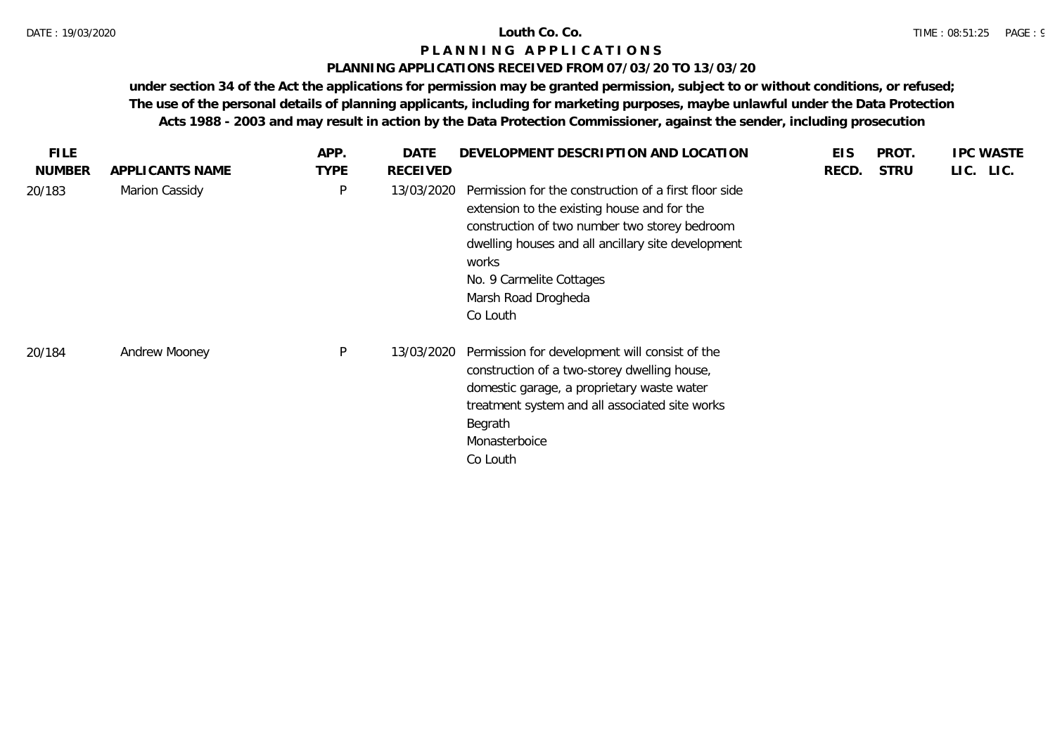**Louth Co. Co.**

# P L A N N I N G   A P P L I C A T I O N S

**PLANNING APPLICATIONS RECEIVED FROM 07/03/20 TO 13/03/20**

**under section 34 of the Act the applications for permission may be granted permission, subject to or without conditions, or refused; The use of the personal details of planning applicants, including for marketing purposes, maybe unlawful under the Data Protection Acts 1988 - 2003 and may result in action by the Data Protection Commissioner, against the sender, including prosecution**

| FILE NUMBER | APPLICANTS NAME | APP. TYPE | DATE RECEIVED | DEVELOPMENT DESCRIPTION AND LOCATION | EIS RECD. | PROT. STRU | IPC LIC. | WASTE LIC. |
|---|---|---|---|---|---|---|---|---|
| 20/183 | Marion Cassidy | P | 13/03/2020 | Permission for the construction of a first floor side extension to the existing house and for the construction of two number two storey bedroom dwelling houses and all ancillary site development works<br>No. 9 Carmelite Cottages<br>Marsh Road Drogheda<br>Co Louth | | | | |
| 20/184 | Andrew Mooney | P | 13/03/2020 | Permission for development will consist of the construction of a two-storey dwelling house, domestic garage, a proprietary waste water treatment system and all associated site works<br>Begrath<br>Monasterboice<br>Co Louth | | | | |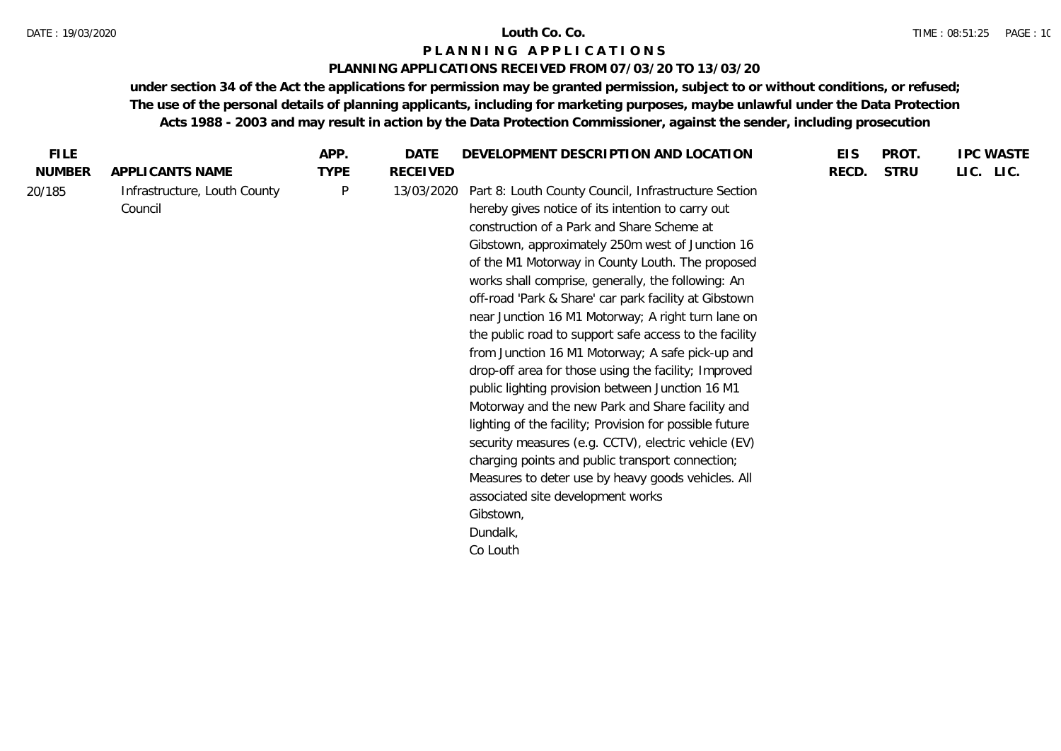**Louth Co. Co.**

# PLANNING APPLICATIONS

## PLANNING APPLICATIONS RECEIVED FROM 07/03/20 TO 13/03/20

**under section 34 of the Act the applications for permission may be granted permission, subject to or without conditions, or refused; The use of the personal details of planning applicants, including for marketing purposes, maybe unlawful under the Data Protection Acts 1988 - 2003 and may result in action by the Data Protection Commissioner, against the sender, including prosecution**

| FILE NUMBER | APPLICANTS NAME | APP. TYPE | DATE RECEIVED | DEVELOPMENT DESCRIPTION AND LOCATION | EIS RECD. | PROT. STRU | IPC LIC. | WASTE LIC. |
|---|---|---|---|---|---|---|---|---|
| 20/185 | Infrastructure, Louth County Council | P | 13/03/2020 | Part 8: Louth County Council, Infrastructure Section hereby gives notice of its intention to carry out construction of a Park and Share Scheme at Gibstown, approximately 250m west of Junction 16 of the M1 Motorway in County Louth. The proposed works shall comprise, generally, the following: An off-road 'Park & Share' car park facility at Gibstown near Junction 16 M1 Motorway; A right turn lane on the public road to support safe access to the facility from Junction 16 M1 Motorway; A safe pick-up and drop-off area for those using the facility; Improved public lighting provision between Junction 16 M1 Motorway and the new Park and Share facility and lighting of the facility; Provision for possible future security measures (e.g. CCTV), electric vehicle (EV) charging points and public transport connection; Measures to deter use by heavy goods vehicles. All associated site development works Gibstown, Dundalk, Co Louth | | | | |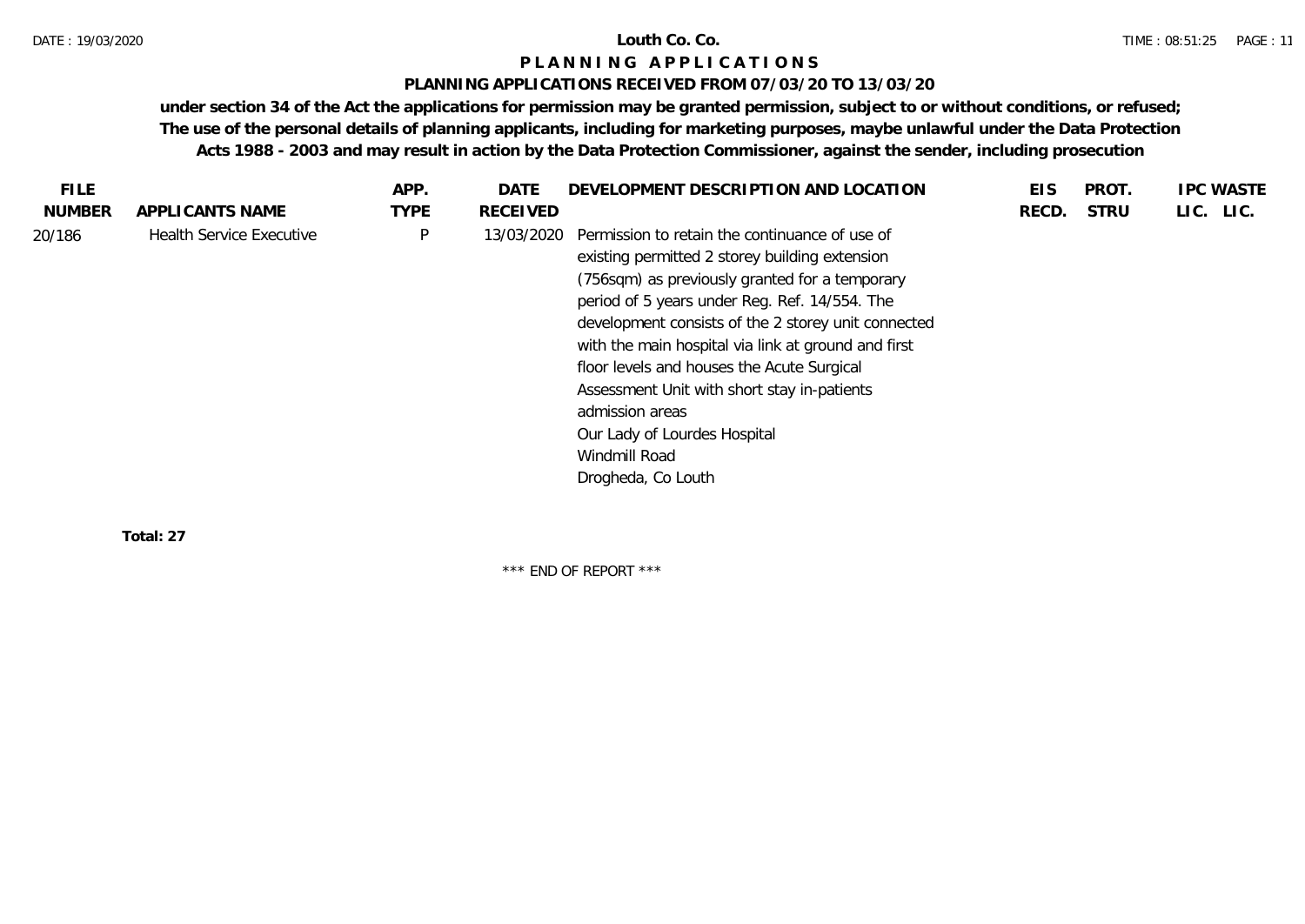**Louth Co. Co.**

**P L A N N I N G   A P P L I C A T I O N S**

**PLANNING APPLICATIONS RECEIVED FROM 07/03/20 TO 13/03/20**

**under section 34 of the Act the applications for permission may be granted permission, subject to or without conditions, or refused; The use of the personal details of planning applicants, including for marketing purposes, maybe unlawful under the Data Protection Acts 1988 - 2003 and may result in action by the Data Protection Commissioner, against the sender, including prosecution**

| FILE NUMBER | APPLICANTS NAME | APP. TYPE | DATE RECEIVED | DEVELOPMENT DESCRIPTION AND LOCATION | EIS RECD. | PROT. STRU | IPC LIC. | WASTE LIC. |
|---|---|---|---|---|---|---|---|---|
| 20/186 | Health Service Executive | P | 13/03/2020 | Permission to retain the continuance of use of existing permitted 2 storey building extension (756sqm) as previously granted for a temporary period of 5 years under Reg. Ref. 14/554. The development consists of the 2 storey unit connected with the main hospital via link at ground and first floor levels and houses the Acute Surgical Assessment Unit with short stay in-patients admission areas<br>Our Lady of Lourdes Hospital<br>Windmill Road<br>Drogheda, Co Louth | | | | |

**Total: 27**

\*\*\* END OF REPORT \*\*\*